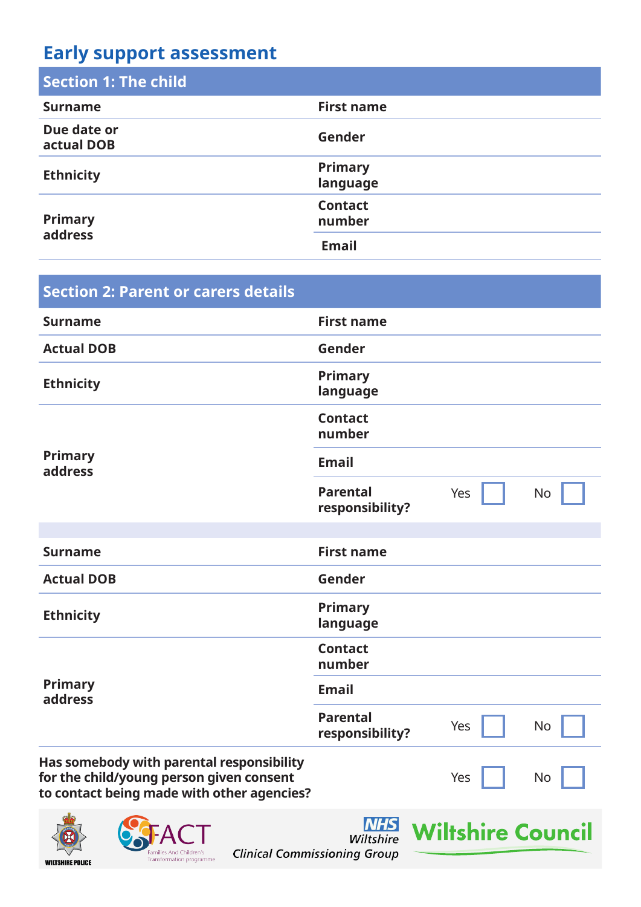# Early support assessment

## Section 1: The child

| | | | |
|---|---|---|---|
| **Surname** | | **First name** | |
| **Due date or actual DOB** | | **Gender** | |
| **Ethnicity** | | **Primary language** | |
| **Primary address** | | **Contact number** | |
| | | **Email** | |

## Section 2: Parent or carers details

| | | | |
|---|---|---|---|
| **Surname** | | **First name** | |
| **Actual DOB** | | **Gender** | |
| **Ethnicity** | | **Primary language** | |
| **Primary address** | | **Contact number** | |
| | | **Email** | |
| | | **Parental responsibility?** | Yes ☐ No ☐ |

| | | | |
|---|---|---|---|
| **Surname** | | **First name** | |
| **Actual DOB** | | **Gender** | |
| **Ethnicity** | | **Primary language** | |
| **Primary address** | | **Contact number** | |
| | | **Email** | |
| | | **Parental responsibility?** | Yes ☐ No ☐ |

**Has somebody with parental responsibility for the child/young person given consent to contact being made with other agencies?** Yes ☐ No ☐

WILTSHIRE POLICE

FACT Families And Children's Transformation programme

NHS Wiltshire Clinical Commissioning Group

Wiltshire Council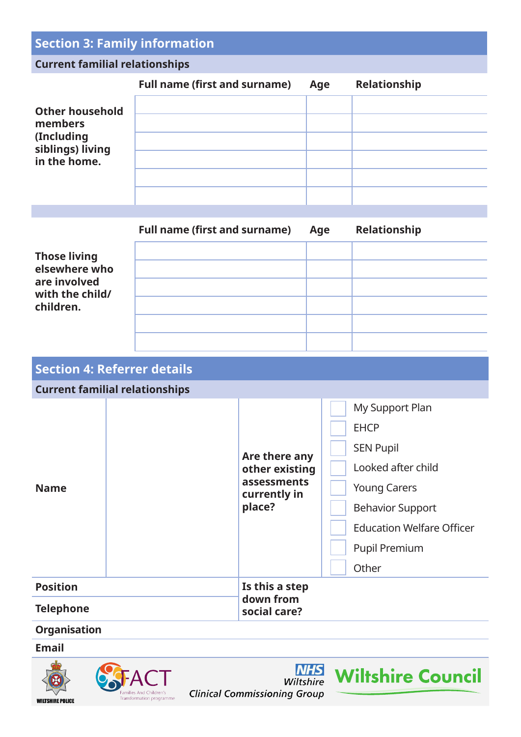## Section 3: Family information

### Current familial relationships

**Other household members (Including siblings) living in the home.**

| Full name (first and surname) | Age | Relationship |
|---|---|---|
| | | |
| | | |
| | | |
| | | |
| | | |
| | | |

**Those living elsewhere who are involved with the child/ children.**

| Full name (first and surname) | Age | Relationship |
|---|---|---|
| | | |
| | | |
| | | |
| | | |
| | | |
| | | |

## Section 4: Referrer details

### Current familial relationships

| | | | |
|---|---|---|---|
| **Name** | | **Are there any other existing assessments currently in place?** | ☐ My Support Plan<br>☐ EHCP<br>☐ SEN Pupil<br>☐ Looked after child<br>☐ Young Carers<br>☐ Behavior Support<br>☐ Education Welfare Officer<br>☐ Pupil Premium<br>☐ Other |
| **Position** | | **Is this a step down from social care?** | |
| **Telephone** | | | |
| **Organisation** | | | |
| **Email** | | | |

WILTSHIRE POLICE

FACT Families And Children's Transformation programme

NHS Wiltshire Clinical Commissioning Group

Wiltshire Council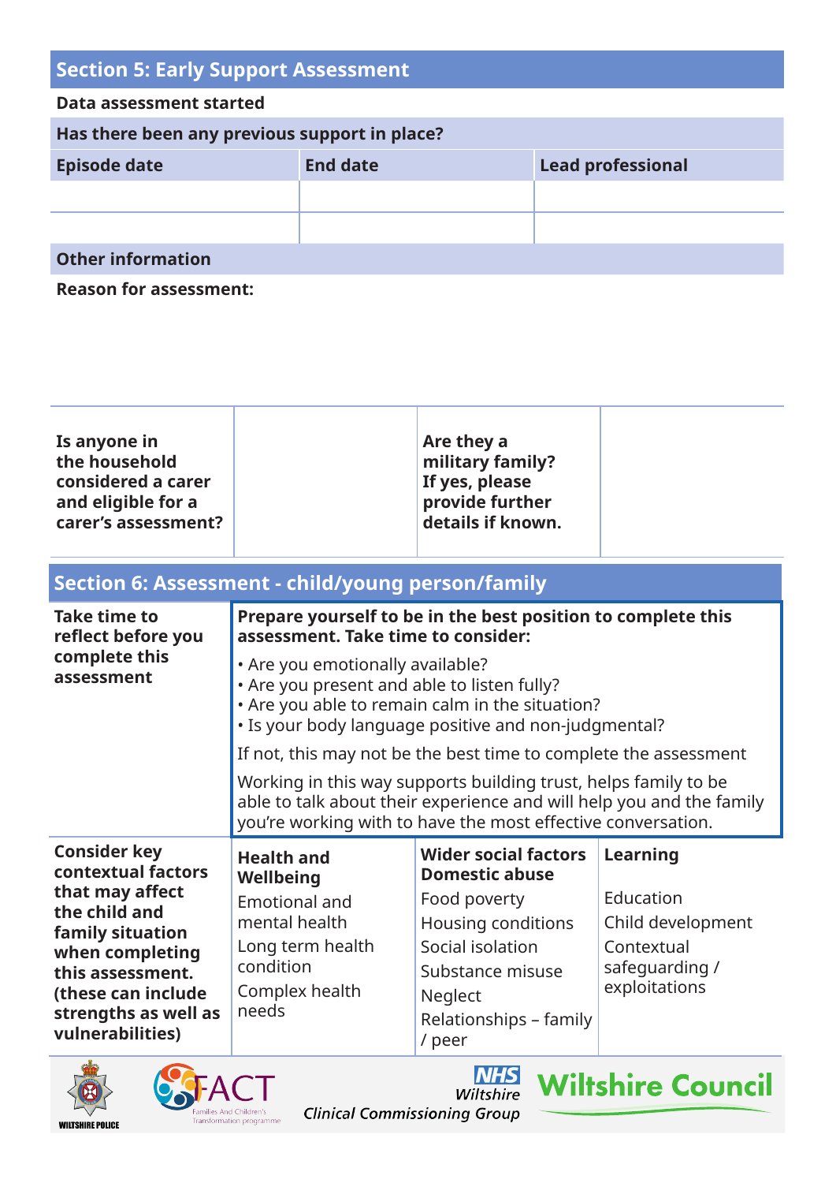## Section 5: Early Support Assessment

**Data assessment started**

**Has there been any previous support in place?**

| Episode date | End date | Lead professional |
| --- | --- | --- |
| | | |
| | | |

**Other information**

**Reason for assessment:**

| | | | |
| --- | --- | --- | --- |
| **Is anyone in the household considered a carer and eligible for a carer's assessment?** | | **Are they a military family? If yes, please provide further details if known.** | |

## Section 6: Assessment - child/young person/family

| | | | |
| --- | --- | --- | --- |
| **Take time to reflect before you complete this assessment** | **Prepare yourself to be in the best position to complete this assessment. Take time to consider:**<br>• Are you emotionally available?<br>• Are you present and able to listen fully?<br>• Are you able to remain calm in the situation?<br>• Is your body language positive and non-judgmental?<br>If not, this may not be the best time to complete the assessment<br>Working in this way supports building trust, helps family to be able to talk about their experience and will help you and the family you're working with to have the most effective conversation. | | |
| **Consider key contextual factors that may affect the child and family situation when completing this assessment. (these can include strengths as well as vulnerabilities)** | **Health and Wellbeing**<br>Emotional and mental health<br>Long term health condition<br>Complex health needs | **Wider social factors Domestic abuse**<br>Food poverty<br>Housing conditions<br>Social isolation<br>Substance misuse<br>Neglect<br>Relationships – family / peer | **Learning**<br>Education<br>Child development<br>Contextual safeguarding / exploitations |

WILTSHIRE POLICE

FACT Families And Children's Transformation programme

NHS Wiltshire Clinical Commissioning Group

Wiltshire Council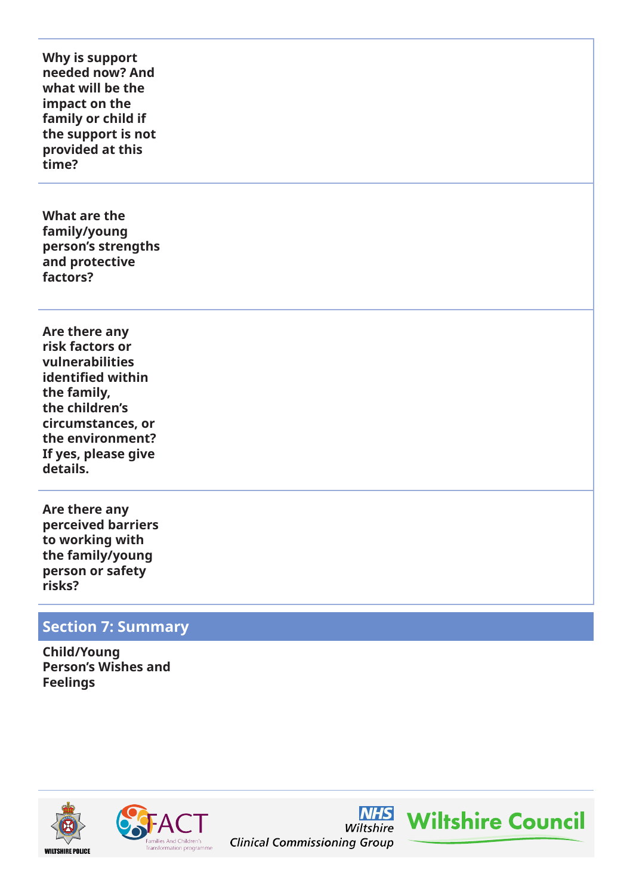| | |
|---|---|
| **Why is support needed now? And what will be the impact on the family or child if the support is not provided at this time?** | |
| **What are the family/young person's strengths and protective factors?** | |
| **Are there any risk factors or vulnerabilities identified within the family, the children's circumstances, or the environment? If yes, please give details.** | |
| **Are there any perceived barriers to working with the family/young person or safety risks?** | |

## Section 7: Summary

| | |
|---|---|
| **Child/Young Person's Wishes and Feelings** | |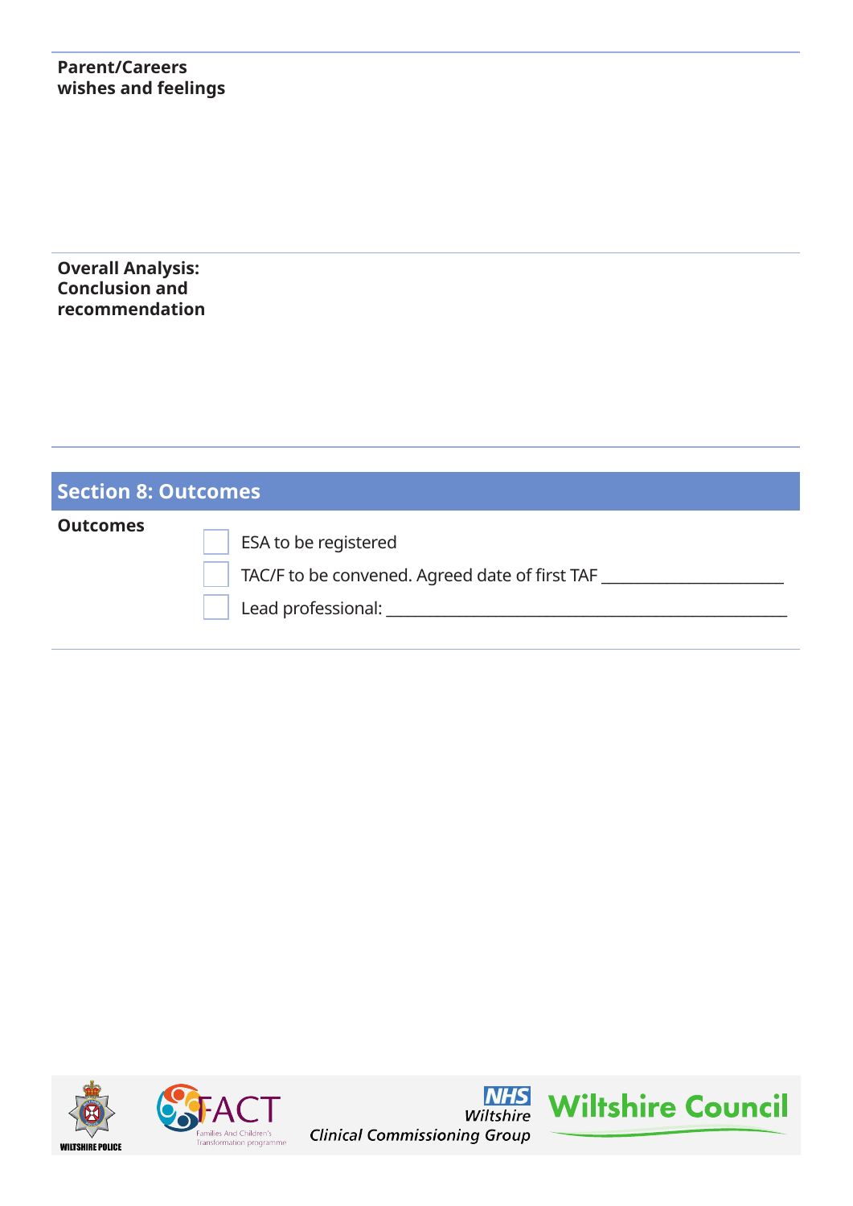**Parent/Careers wishes and feelings**

**Overall Analysis: Conclusion and recommendation**

## Section 8: Outcomes

**Outcomes**

- ☐ ESA to be registered
- ☐ TAC/F to be convened. Agreed date of first TAF ______________________
- ☐ Lead professional: ______________________________________________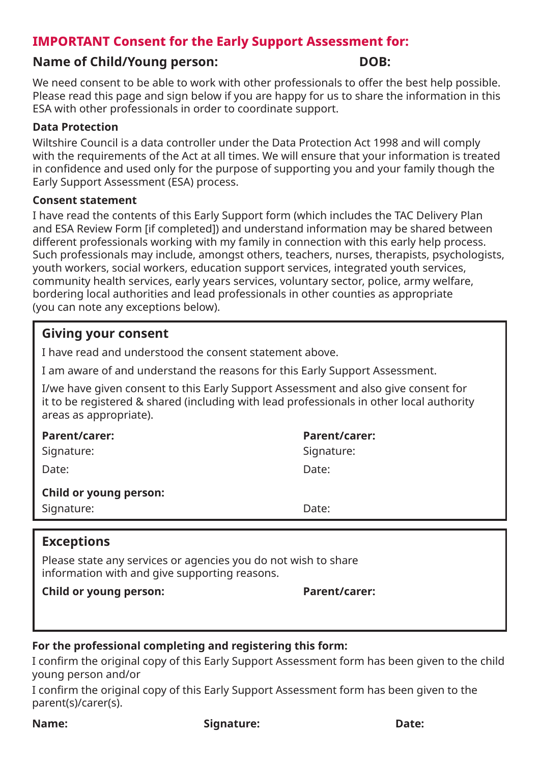# IMPORTANT Consent for the Early Support Assessment for:

**Name of Child/Young person:** **DOB:**

We need consent to be able to work with other professionals to offer the best help possible. Please read this page and sign below if you are happy for us to share the information in this ESA with other professionals in order to coordinate support.

### Data Protection

Wiltshire Council is a data controller under the Data Protection Act 1998 and will comply with the requirements of the Act at all times. We will ensure that your information is treated in confidence and used only for the purpose of supporting you and your family though the Early Support Assessment (ESA) process.

### Consent statement

I have read the contents of this Early Support form (which includes the TAC Delivery Plan and ESA Review Form [if completed]) and understand information may be shared between different professionals working with my family in connection with this early help process. Such professionals may include, amongst others, teachers, nurses, therapists, psychologists, youth workers, social workers, education support services, integrated youth services, community health services, early years services, voluntary sector, police, army welfare, bordering local authorities and lead professionals in other counties as appropriate (you can note any exceptions below).

## Giving your consent

I have read and understood the consent statement above.

I am aware of and understand the reasons for this Early Support Assessment.

I/we have given consent to this Early Support Assessment and also give consent for it to be registered & shared (including with lead professionals in other local authority areas as appropriate).

**Parent/carer:**
Signature:
Date:

**Parent/carer:**
Signature:
Date:

**Child or young person:**
Signature:
Date:

## Exceptions

Please state any services or agencies you do not wish to share information with and give supporting reasons.

**Child or young person:**

**Parent/carer:**

**For the professional completing and registering this form:**

I confirm the original copy of this Early Support Assessment form has been given to the child young person and/or

I confirm the original copy of this Early Support Assessment form has been given to the parent(s)/carer(s).

**Name:** **Signature:** **Date:**